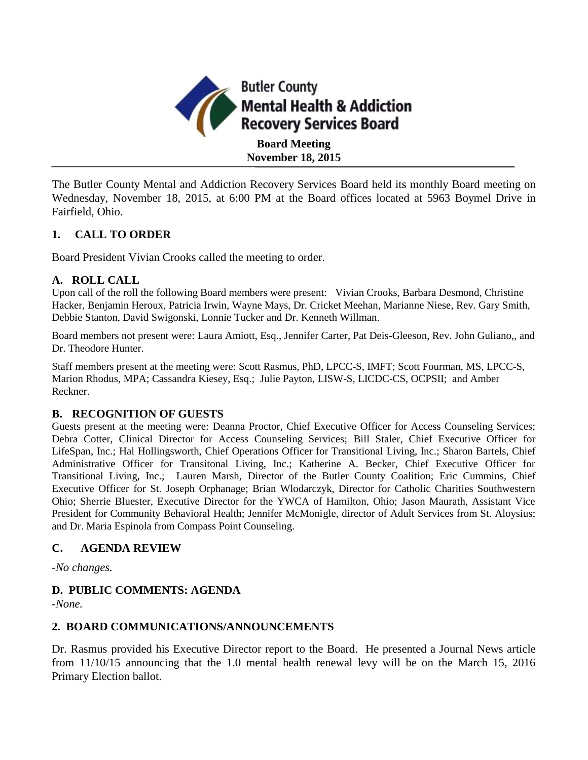**Butler County Mental Health & Addiction Recovery Services Board**

**Board Meeting**
**November 18, 2015**

The Butler County Mental and Addiction Recovery Services Board held its monthly Board meeting on Wednesday, November 18, 2015, at 6:00 PM at the Board offices located at 5963 Boymel Drive in Fairfield, Ohio.

## 1. CALL TO ORDER

Board President Vivian Crooks called the meeting to order.

### A. ROLL CALL

Upon call of the roll the following Board members were present: Vivian Crooks, Barbara Desmond, Christine Hacker, Benjamin Heroux, Patricia Irwin, Wayne Mays, Dr. Cricket Meehan, Marianne Niese, Rev. Gary Smith, Debbie Stanton, David Swigonski, Lonnie Tucker and Dr. Kenneth Willman.

Board members not present were: Laura Amiott, Esq., Jennifer Carter, Pat Deis-Gleeson, Rev. John Guliano,, and Dr. Theodore Hunter.

Staff members present at the meeting were: Scott Rasmus, PhD, LPCC-S, IMFT; Scott Fourman, MS, LPCC-S, Marion Rhodus, MPA; Cassandra Kiesey, Esq.; Julie Payton, LISW-S, LICDC-CS, OCPSII; and Amber Reckner.

### B. RECOGNITION OF GUESTS

Guests present at the meeting were: Deanna Proctor, Chief Executive Officer for Access Counseling Services; Debra Cotter, Clinical Director for Access Counseling Services; Bill Staler, Chief Executive Officer for LifeSpan, Inc.; Hal Hollingsworth, Chief Operations Officer for Transitional Living, Inc.; Sharon Bartels, Chief Administrative Officer for Transitonal Living, Inc.; Katherine A. Becker, Chief Executive Officer for Transitional Living, Inc.; Lauren Marsh, Director of the Butler County Coalition; Eric Cummins, Chief Executive Officer for St. Joseph Orphanage; Brian Wlodarczyk, Director for Catholic Charities Southwestern Ohio; Sherrie Bluester, Executive Director for the YWCA of Hamilton, Ohio; Jason Maurath, Assistant Vice President for Community Behavioral Health; Jennifer McMonigle, director of Adult Services from St. Aloysius; and Dr. Maria Espinola from Compass Point Counseling.

### C. AGENDA REVIEW

*-No changes.*

### D. PUBLIC COMMENTS: AGENDA

*-None.*

## 2. BOARD COMMUNICATIONS/ANNOUNCEMENTS

Dr. Rasmus provided his Executive Director report to the Board. He presented a Journal News article from 11/10/15 announcing that the 1.0 mental health renewal levy will be on the March 15, 2016 Primary Election ballot.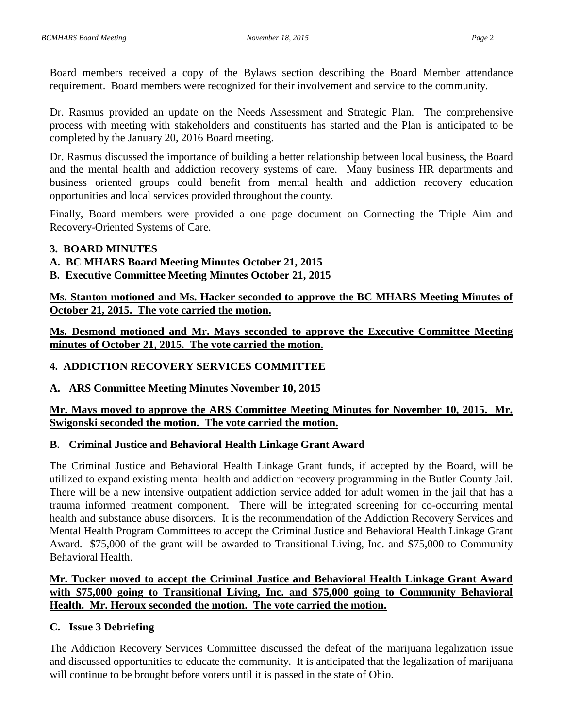Board members received a copy of the Bylaws section describing the Board Member attendance requirement. Board members were recognized for their involvement and service to the community.

Dr. Rasmus provided an update on the Needs Assessment and Strategic Plan. The comprehensive process with meeting with stakeholders and constituents has started and the Plan is anticipated to be completed by the January 20, 2016 Board meeting.

Dr. Rasmus discussed the importance of building a better relationship between local business, the Board and the mental health and addiction recovery systems of care. Many business HR departments and business oriented groups could benefit from mental health and addiction recovery education opportunities and local services provided throughout the county.

Finally, Board members were provided a one page document on Connecting the Triple Aim and Recovery-Oriented Systems of Care.

**3. BOARD MINUTES**

**A. BC MHARS Board Meeting Minutes October 21, 2015**

**B. Executive Committee Meeting Minutes October 21, 2015**

**<u>Ms. Stanton motioned and Ms. Hacker seconded to approve the BC MHARS Meeting Minutes of October 21, 2015. The vote carried the motion.</u>**

**<u>Ms. Desmond motioned and Mr. Mays seconded to approve the Executive Committee Meeting minutes of October 21, 2015. The vote carried the motion.</u>**

**4. ADDICTION RECOVERY SERVICES COMMITTEE**

**A. ARS Committee Meeting Minutes November 10, 2015**

**<u>Mr. Mays moved to approve the ARS Committee Meeting Minutes for November 10, 2015. Mr. Swigonski seconded the motion. The vote carried the motion.</u>**

**B. Criminal Justice and Behavioral Health Linkage Grant Award**

The Criminal Justice and Behavioral Health Linkage Grant funds, if accepted by the Board, will be utilized to expand existing mental health and addiction recovery programming in the Butler County Jail. There will be a new intensive outpatient addiction service added for adult women in the jail that has a trauma informed treatment component. There will be integrated screening for co-occurring mental health and substance abuse disorders. It is the recommendation of the Addiction Recovery Services and Mental Health Program Committees to accept the Criminal Justice and Behavioral Health Linkage Grant Award. $75,000 of the grant will be awarded to Transitional Living, Inc. and $75,000 to Community Behavioral Health.

**<u>Mr. Tucker moved to accept the Criminal Justice and Behavioral Health Linkage Grant Award with $75,000 going to Transitional Living, Inc. and $75,000 going to Community Behavioral Health. Mr. Heroux seconded the motion. The vote carried the motion.</u>**

**C. Issue 3 Debriefing**

The Addiction Recovery Services Committee discussed the defeat of the marijuana legalization issue and discussed opportunities to educate the community. It is anticipated that the legalization of marijuana will continue to be brought before voters until it is passed in the state of Ohio.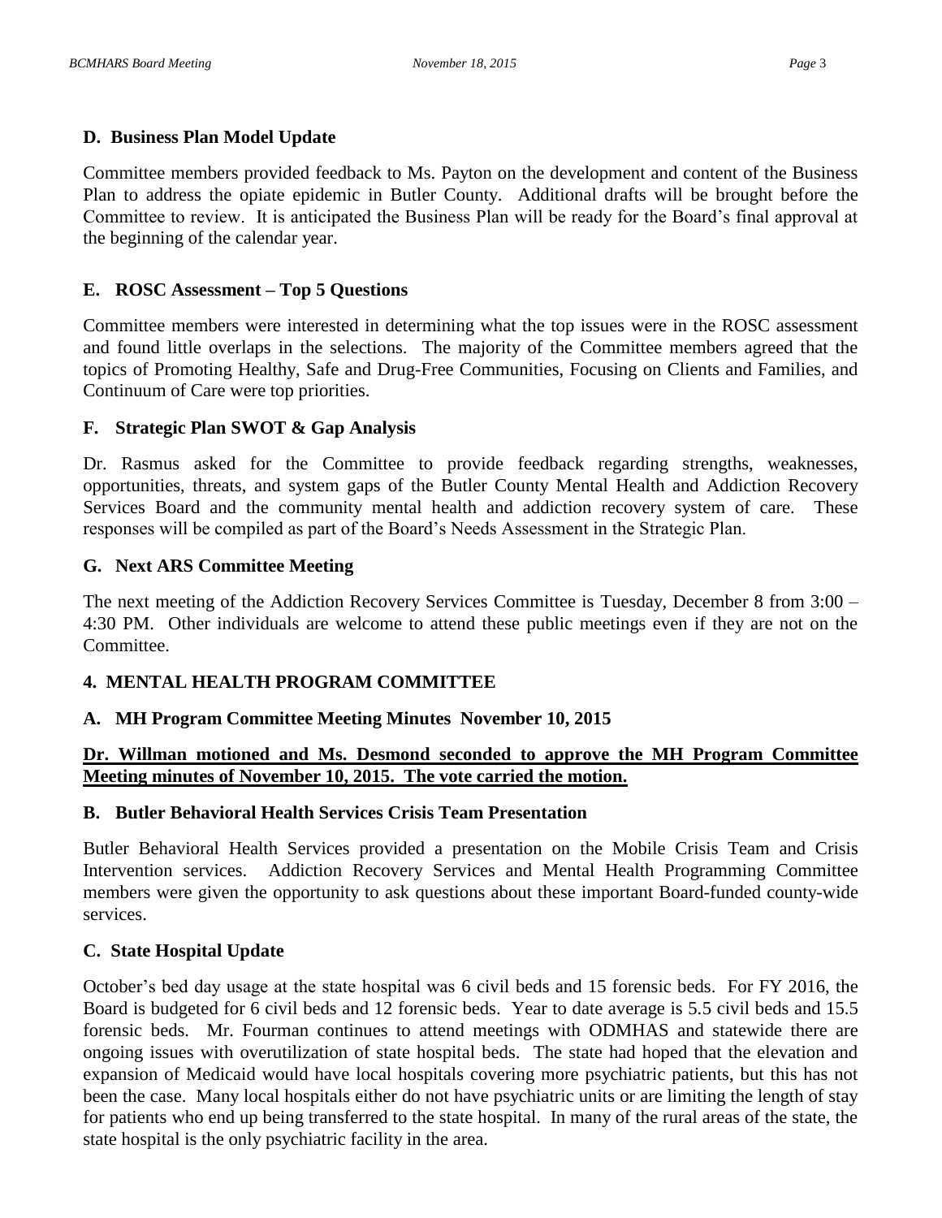### D. Business Plan Model Update

Committee members provided feedback to Ms. Payton on the development and content of the Business Plan to address the opiate epidemic in Butler County. Additional drafts will be brought before the Committee to review. It is anticipated the Business Plan will be ready for the Board's final approval at the beginning of the calendar year.

### E. ROSC Assessment – Top 5 Questions

Committee members were interested in determining what the top issues were in the ROSC assessment and found little overlaps in the selections. The majority of the Committee members agreed that the topics of Promoting Healthy, Safe and Drug-Free Communities, Focusing on Clients and Families, and Continuum of Care were top priorities.

### F. Strategic Plan SWOT & Gap Analysis

Dr. Rasmus asked for the Committee to provide feedback regarding strengths, weaknesses, opportunities, threats, and system gaps of the Butler County Mental Health and Addiction Recovery Services Board and the community mental health and addiction recovery system of care. These responses will be compiled as part of the Board's Needs Assessment in the Strategic Plan.

### G. Next ARS Committee Meeting

The next meeting of the Addiction Recovery Services Committee is Tuesday, December 8 from 3:00 – 4:30 PM. Other individuals are welcome to attend these public meetings even if they are not on the Committee.

## 4. MENTAL HEALTH PROGRAM COMMITTEE

### A. MH Program Committee Meeting Minutes November 10, 2015

**Dr. Willman motioned and Ms. Desmond seconded to approve the MH Program Committee Meeting minutes of November 10, 2015. The vote carried the motion.**

### B. Butler Behavioral Health Services Crisis Team Presentation

Butler Behavioral Health Services provided a presentation on the Mobile Crisis Team and Crisis Intervention services. Addiction Recovery Services and Mental Health Programming Committee members were given the opportunity to ask questions about these important Board-funded county-wide services.

### C. State Hospital Update

October's bed day usage at the state hospital was 6 civil beds and 15 forensic beds. For FY 2016, the Board is budgeted for 6 civil beds and 12 forensic beds. Year to date average is 5.5 civil beds and 15.5 forensic beds. Mr. Fourman continues to attend meetings with ODMHAS and statewide there are ongoing issues with overutilization of state hospital beds. The state had hoped that the elevation and expansion of Medicaid would have local hospitals covering more psychiatric patients, but this has not been the case. Many local hospitals either do not have psychiatric units or are limiting the length of stay for patients who end up being transferred to the state hospital. In many of the rural areas of the state, the state hospital is the only psychiatric facility in the area.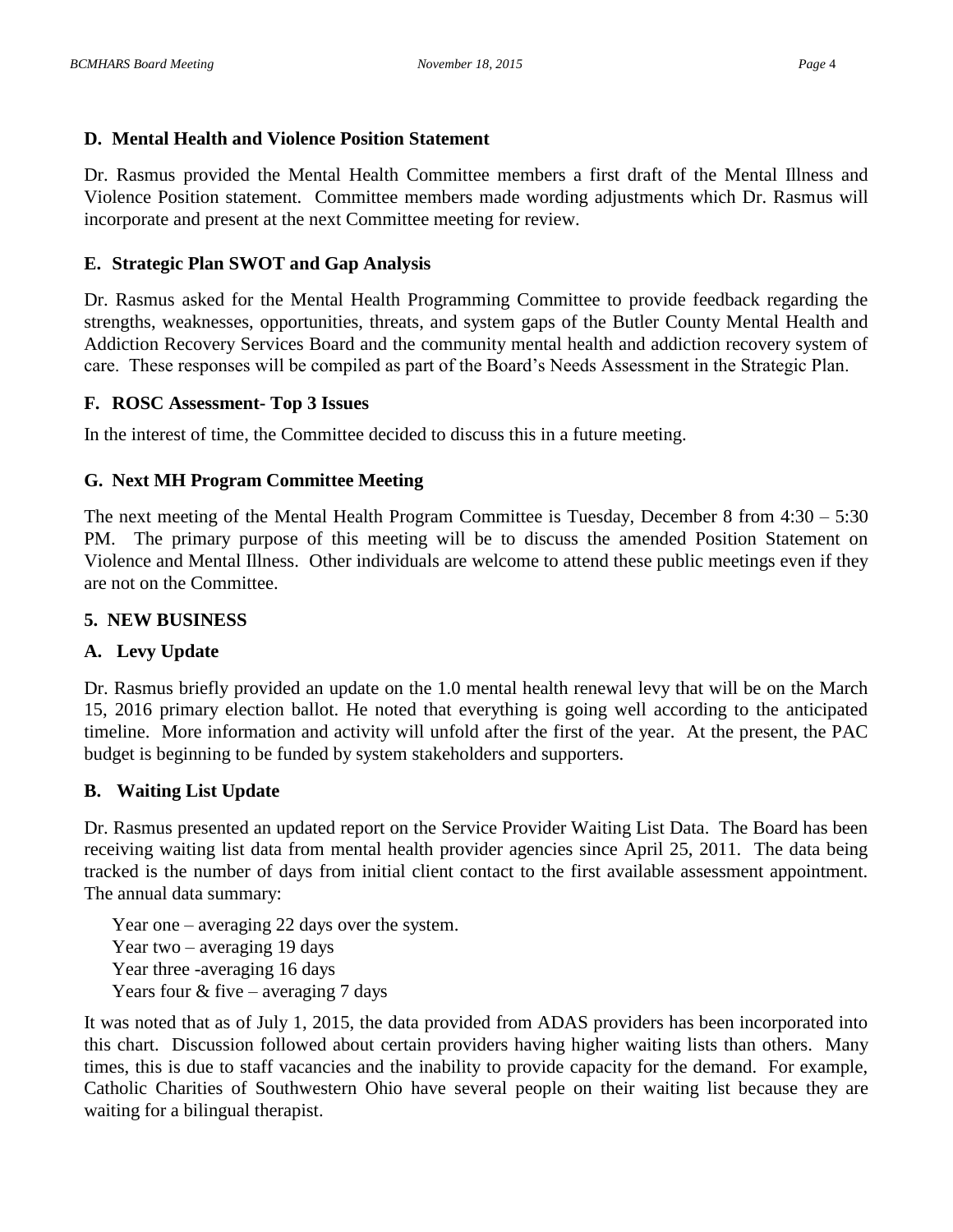### D. Mental Health and Violence Position Statement

Dr. Rasmus provided the Mental Health Committee members a first draft of the Mental Illness and Violence Position statement. Committee members made wording adjustments which Dr. Rasmus will incorporate and present at the next Committee meeting for review.

### E. Strategic Plan SWOT and Gap Analysis

Dr. Rasmus asked for the Mental Health Programming Committee to provide feedback regarding the strengths, weaknesses, opportunities, threats, and system gaps of the Butler County Mental Health and Addiction Recovery Services Board and the community mental health and addiction recovery system of care. These responses will be compiled as part of the Board's Needs Assessment in the Strategic Plan.

### F. ROSC Assessment- Top 3 Issues

In the interest of time, the Committee decided to discuss this in a future meeting.

### G. Next MH Program Committee Meeting

The next meeting of the Mental Health Program Committee is Tuesday, December 8 from 4:30 – 5:30 PM. The primary purpose of this meeting will be to discuss the amended Position Statement on Violence and Mental Illness. Other individuals are welcome to attend these public meetings even if they are not on the Committee.

## 5. NEW BUSINESS

### A. Levy Update

Dr. Rasmus briefly provided an update on the 1.0 mental health renewal levy that will be on the March 15, 2016 primary election ballot. He noted that everything is going well according to the anticipated timeline. More information and activity will unfold after the first of the year. At the present, the PAC budget is beginning to be funded by system stakeholders and supporters.

### B. Waiting List Update

Dr. Rasmus presented an updated report on the Service Provider Waiting List Data. The Board has been receiving waiting list data from mental health provider agencies since April 25, 2011. The data being tracked is the number of days from initial client contact to the first available assessment appointment. The annual data summary:

Year one – averaging 22 days over the system.
Year two – averaging 19 days
Year three -averaging 16 days
Years four & five – averaging 7 days

It was noted that as of July 1, 2015, the data provided from ADAS providers has been incorporated into this chart. Discussion followed about certain providers having higher waiting lists than others. Many times, this is due to staff vacancies and the inability to provide capacity for the demand. For example, Catholic Charities of Southwestern Ohio have several people on their waiting list because they are waiting for a bilingual therapist.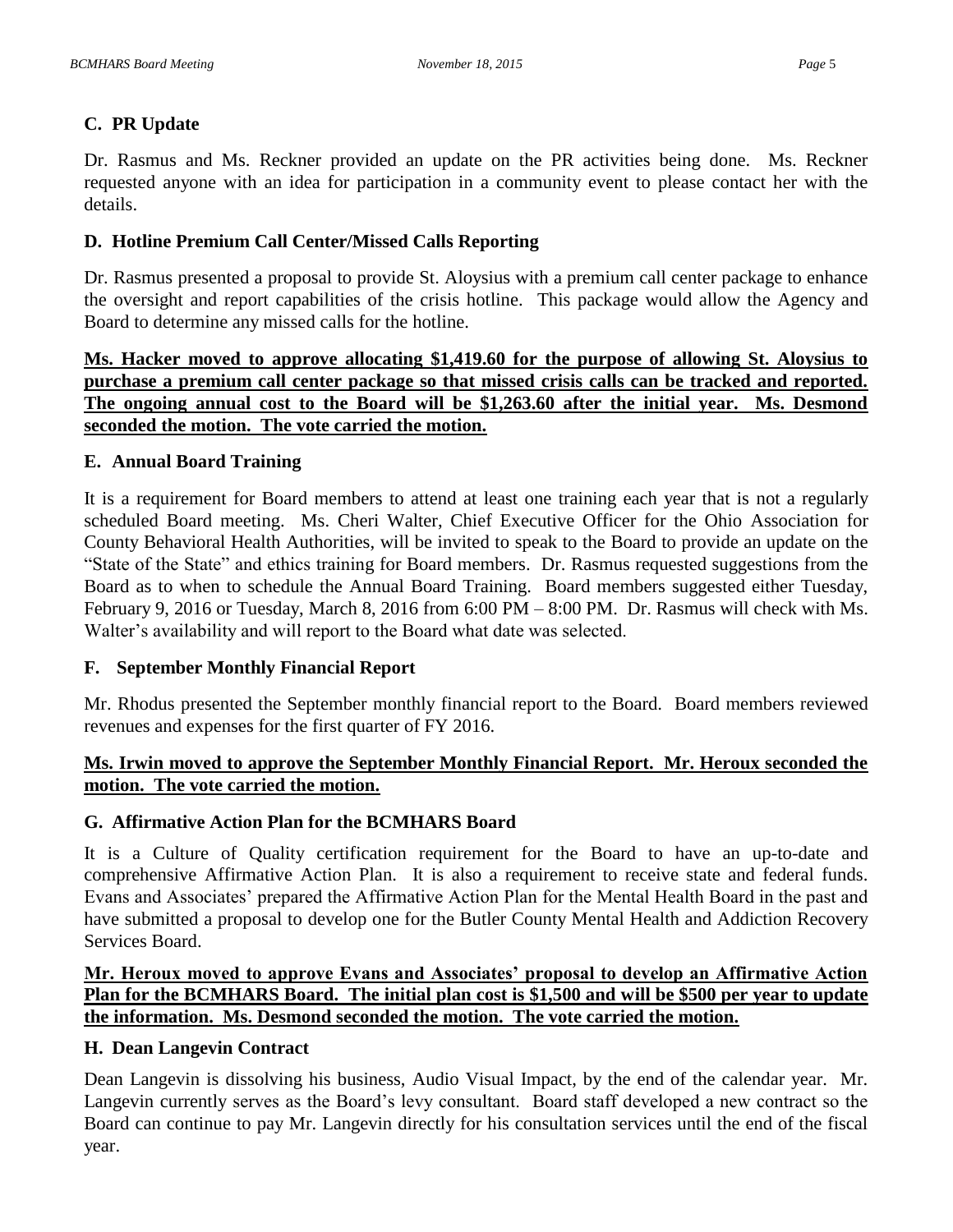### C. PR Update

Dr. Rasmus and Ms. Reckner provided an update on the PR activities being done. Ms. Reckner requested anyone with an idea for participation in a community event to please contact her with the details.

### D. Hotline Premium Call Center/Missed Calls Reporting

Dr. Rasmus presented a proposal to provide St. Aloysius with a premium call center package to enhance the oversight and report capabilities of the crisis hotline. This package would allow the Agency and Board to determine any missed calls for the hotline.

**Ms. Hacker moved to approve allocating $1,419.60 for the purpose of allowing St. Aloysius to purchase a premium call center package so that missed crisis calls can be tracked and reported. The ongoing annual cost to the Board will be $1,263.60 after the initial year. Ms. Desmond seconded the motion. The vote carried the motion.**

### E. Annual Board Training

It is a requirement for Board members to attend at least one training each year that is not a regularly scheduled Board meeting. Ms. Cheri Walter, Chief Executive Officer for the Ohio Association for County Behavioral Health Authorities, will be invited to speak to the Board to provide an update on the "State of the State" and ethics training for Board members. Dr. Rasmus requested suggestions from the Board as to when to schedule the Annual Board Training. Board members suggested either Tuesday, February 9, 2016 or Tuesday, March 8, 2016 from 6:00 PM – 8:00 PM. Dr. Rasmus will check with Ms. Walter's availability and will report to the Board what date was selected.

### F. September Monthly Financial Report

Mr. Rhodus presented the September monthly financial report to the Board. Board members reviewed revenues and expenses for the first quarter of FY 2016.

**Ms. Irwin moved to approve the September Monthly Financial Report. Mr. Heroux seconded the motion. The vote carried the motion.**

### G. Affirmative Action Plan for the BCMHARS Board

It is a Culture of Quality certification requirement for the Board to have an up-to-date and comprehensive Affirmative Action Plan. It is also a requirement to receive state and federal funds. Evans and Associates' prepared the Affirmative Action Plan for the Mental Health Board in the past and have submitted a proposal to develop one for the Butler County Mental Health and Addiction Recovery Services Board.

**Mr. Heroux moved to approve Evans and Associates' proposal to develop an Affirmative Action Plan for the BCMHARS Board. The initial plan cost is $1,500 and will be $500 per year to update the information. Ms. Desmond seconded the motion. The vote carried the motion.**

### H. Dean Langevin Contract

Dean Langevin is dissolving his business, Audio Visual Impact, by the end of the calendar year. Mr. Langevin currently serves as the Board's levy consultant. Board staff developed a new contract so the Board can continue to pay Mr. Langevin directly for his consultation services until the end of the fiscal year.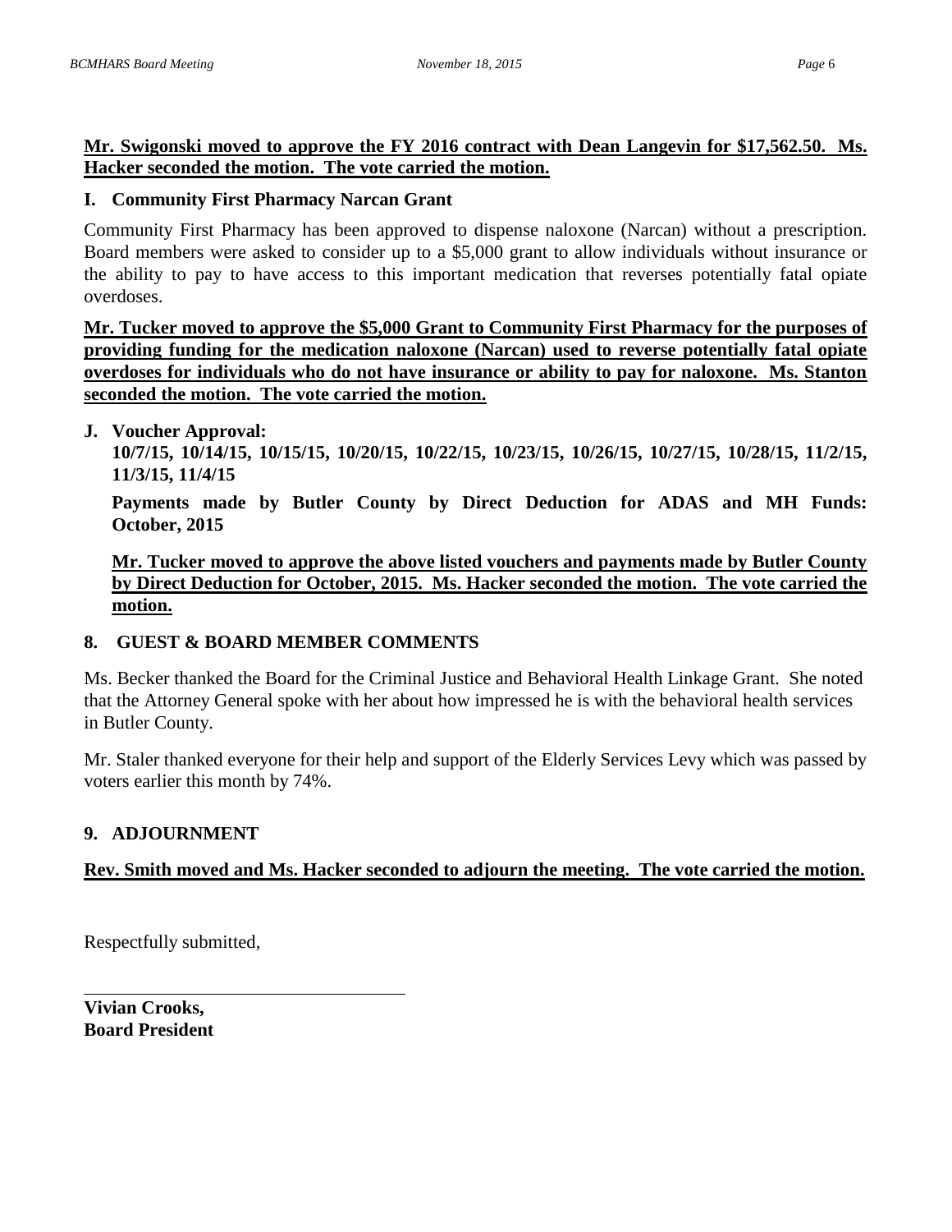**Mr. Swigonski moved to approve the FY 2016 contract with Dean Langevin for $17,562.50. Ms. Hacker seconded the motion. The vote carried the motion.**

### I. Community First Pharmacy Narcan Grant

Community First Pharmacy has been approved to dispense naloxone (Narcan) without a prescription. Board members were asked to consider up to a $5,000 grant to allow individuals without insurance or the ability to pay to have access to this important medication that reverses potentially fatal opiate overdoses.

**Mr. Tucker moved to approve the $5,000 Grant to Community First Pharmacy for the purposes of providing funding for the medication naloxone (Narcan) used to reverse potentially fatal opiate overdoses for individuals who do not have insurance or ability to pay for naloxone. Ms. Stanton seconded the motion. The vote carried the motion.**

### J. Voucher Approval:

**10/7/15, 10/14/15, 10/15/15, 10/20/15, 10/22/15, 10/23/15, 10/26/15, 10/27/15, 10/28/15, 11/2/15, 11/3/15, 11/4/15**

**Payments made by Butler County by Direct Deduction for ADAS and MH Funds: October, 2015**

**Mr. Tucker moved to approve the above listed vouchers and payments made by Butler County by Direct Deduction for October, 2015. Ms. Hacker seconded the motion. The vote carried the motion.**

## 8. GUEST & BOARD MEMBER COMMENTS

Ms. Becker thanked the Board for the Criminal Justice and Behavioral Health Linkage Grant. She noted that the Attorney General spoke with her about how impressed he is with the behavioral health services in Butler County.

Mr. Staler thanked everyone for their help and support of the Elderly Services Levy which was passed by voters earlier this month by 74%.

## 9. ADJOURNMENT

**Rev. Smith moved and Ms. Hacker seconded to adjourn the meeting. The vote carried the motion.**

Respectfully submitted,

\_\_\_\_\_\_\_\_\_\_\_\_\_\_\_\_\_\_\_\_\_\_\_\_\_\_\_\_\_\_\_\_\_\_\_\_

**Vivian Crooks,**
**Board President**